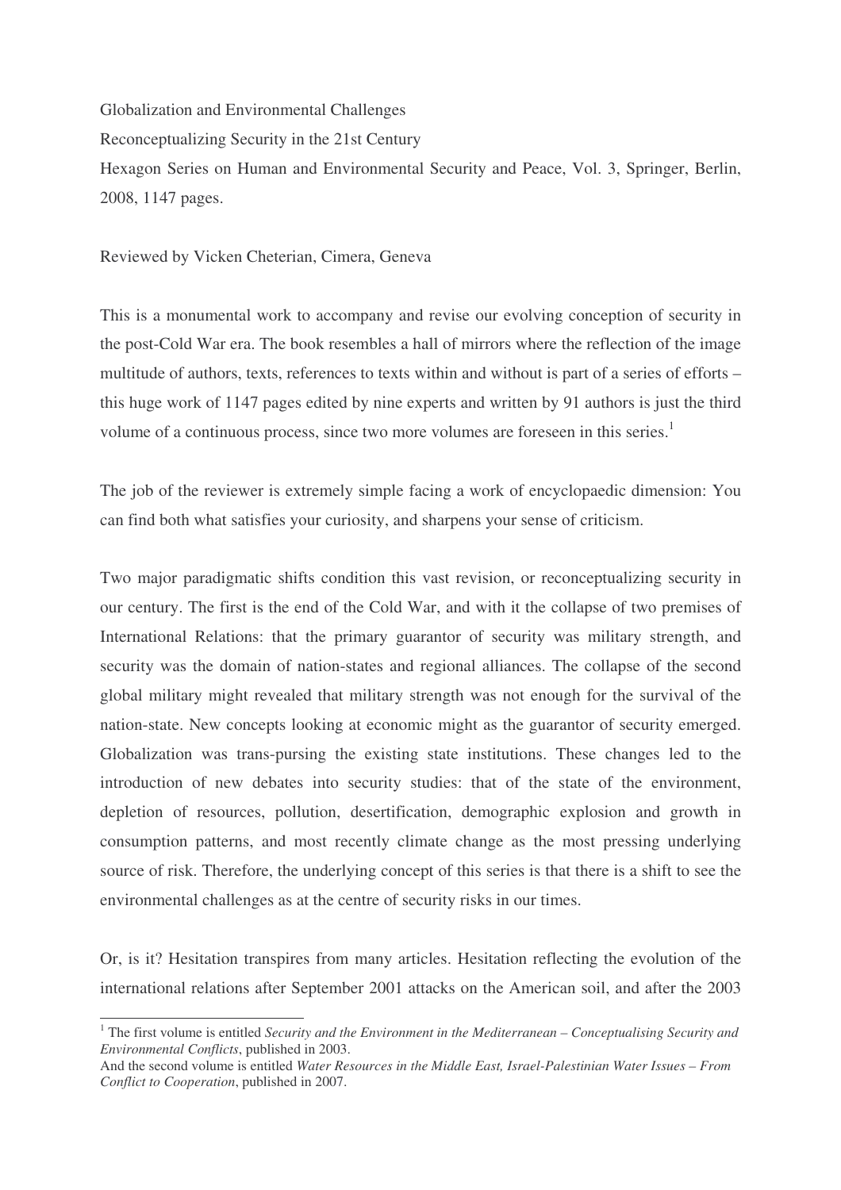Globalization and Environmental Challenges

Reconceptualizing Security in the 21st Century

Hexagon Series on Human and Environmental Security and Peace, Vol. 3, Springer, Berlin, 2008, 1147 pages.

Reviewed by Vicken Cheterian, Cimera, Geneva

This is a monumental work to accompany and revise our evolving conception of security in the post-Cold War era. The book resembles a hall of mirrors where the reflection of the image multitude of authors, texts, references to texts within and without is part of a series of efforts – this huge work of 1147 pages edited by nine experts and written by 91 authors is just the third volume of a continuous process, since two more volumes are foreseen in this series.[1]

The job of the reviewer is extremely simple facing a work of encyclopaedic dimension: You can find both what satisfies your curiosity, and sharpens your sense of criticism.

Two major paradigmatic shifts condition this vast revision, or reconceptualizing security in our century. The first is the end of the Cold War, and with it the collapse of two premises of International Relations: that the primary guarantor of security was military strength, and security was the domain of nation-states and regional alliances. The collapse of the second global military might revealed that military strength was not enough for the survival of the nation-state. New concepts looking at economic might as the guarantor of security emerged. Globalization was trans-pursing the existing state institutions. These changes led to the introduction of new debates into security studies: that of the state of the environment, depletion of resources, pollution, desertification, demographic explosion and growth in consumption patterns, and most recently climate change as the most pressing underlying source of risk. Therefore, the underlying concept of this series is that there is a shift to see the environmental challenges as at the centre of security risks in our times.

Or, is it? Hesitation transpires from many articles. Hesitation reflecting the evolution of the international relations after September 2001 attacks on the American soil, and after the 2003

---

[1] The first volume is entitled *Security and the Environment in the Mediterranean – Conceptualising Security and Environmental Conflicts*, published in 2003.

And the second volume is entitled *Water Resources in the Middle East, Israel-Palestinian Water Issues – From Conflict to Cooperation*, published in 2007.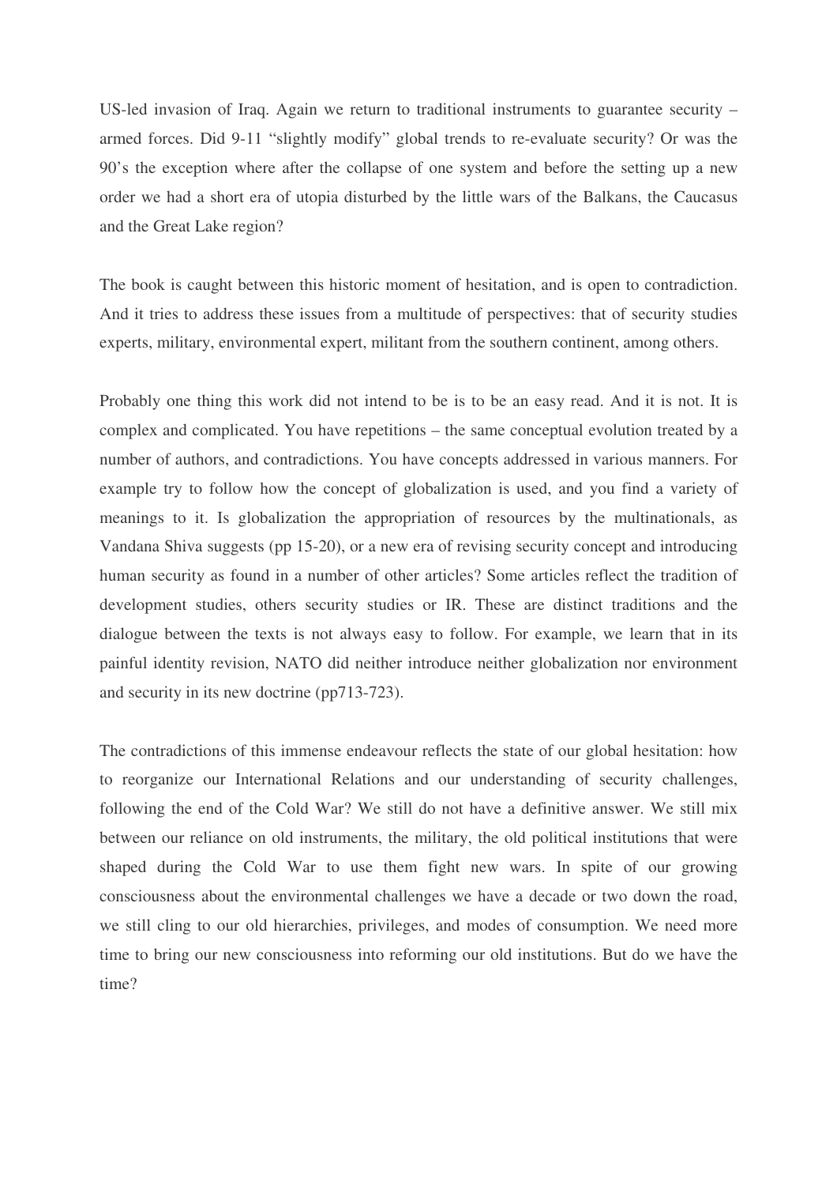US-led invasion of Iraq. Again we return to traditional instruments to guarantee security – armed forces. Did 9-11 "slightly modify" global trends to re-evaluate security? Or was the 90's the exception where after the collapse of one system and before the setting up a new order we had a short era of utopia disturbed by the little wars of the Balkans, the Caucasus and the Great Lake region?

The book is caught between this historic moment of hesitation, and is open to contradiction. And it tries to address these issues from a multitude of perspectives: that of security studies experts, military, environmental expert, militant from the southern continent, among others.

Probably one thing this work did not intend to be is to be an easy read. And it is not. It is complex and complicated. You have repetitions – the same conceptual evolution treated by a number of authors, and contradictions. You have concepts addressed in various manners. For example try to follow how the concept of globalization is used, and you find a variety of meanings to it. Is globalization the appropriation of resources by the multinationals, as Vandana Shiva suggests (pp 15-20), or a new era of revising security concept and introducing human security as found in a number of other articles? Some articles reflect the tradition of development studies, others security studies or IR. These are distinct traditions and the dialogue between the texts is not always easy to follow. For example, we learn that in its painful identity revision, NATO did neither introduce neither globalization nor environment and security in its new doctrine (pp713-723).

The contradictions of this immense endeavour reflects the state of our global hesitation: how to reorganize our International Relations and our understanding of security challenges, following the end of the Cold War? We still do not have a definitive answer. We still mix between our reliance on old instruments, the military, the old political institutions that were shaped during the Cold War to use them fight new wars. In spite of our growing consciousness about the environmental challenges we have a decade or two down the road, we still cling to our old hierarchies, privileges, and modes of consumption. We need more time to bring our new consciousness into reforming our old institutions. But do we have the time?